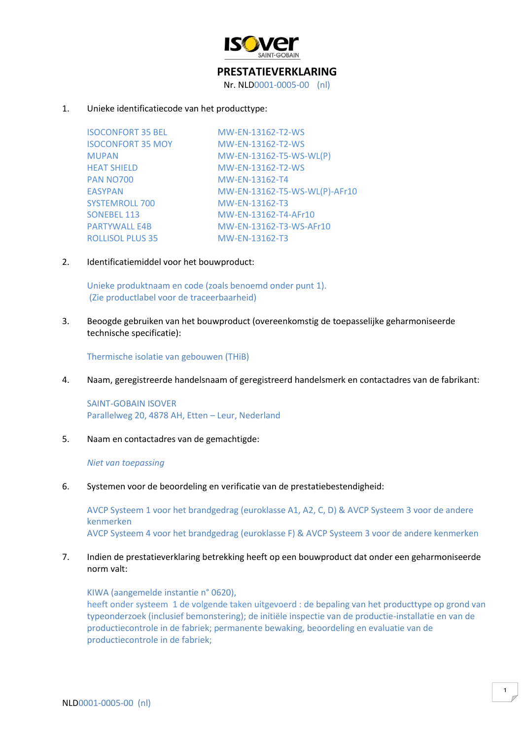# PRESTATIEVERKLARING

Nr. NLD0001-0005-00 (nl)

1. Unieke identificatiecode van het producttype:

| | |
|---|---|
| ISOCONFORT 35 BEL | MW-EN-13162-T2-WS |
| ISOCONFORT 35 MOY | MW-EN-13162-T2-WS |
| MUPAN | MW-EN-13162-T5-WS-WL(P) |
| HEAT SHIELD | MW-EN-13162-T2-WS |
| PAN NO700 | MW-EN-13162-T4 |
| EASYPAN | MW-EN-13162-T5-WS-WL(P)-AFr10 |
| SYSTEMROLL 700 | MW-EN-13162-T3 |
| SONEBEL 113 | MW-EN-13162-T4-AFr10 |
| PARTYWALL E4B | MW-EN-13162-T3-WS-AFr10 |
| ROLLISOL PLUS 35 | MW-EN-13162-T3 |

2. Identificatiemiddel voor het bouwproduct:

   Unieke produktnaam en code (zoals benoemd onder punt 1).
   (Zie productlabel voor de traceerbaarheid)

3. Beoogde gebruiken van het bouwproduct (overeenkomstig de toepasselijke geharmoniseerde technische specificatie):

   Thermische isolatie van gebouwen (THiB)

4. Naam, geregistreerde handelsnaam of geregistreerd handelsmerk en contactadres van de fabrikant:

   SAINT-GOBAIN ISOVER
   Parallelweg 20, 4878 AH, Etten – Leur, Nederland

5. Naam en contactadres van de gemachtigde:

   *Niet van toepassing*

6. Systemen voor de beoordeling en verificatie van de prestatiebestendigheid:

   AVCP Systeem 1 voor het brandgedrag (euroklasse A1, A2, C, D) & AVCP Systeem 3 voor de andere kenmerken
   AVCP Systeem 4 voor het brandgedrag (euroklasse F) & AVCP Systeem 3 voor de andere kenmerken

7. Indien de prestatieverklaring betrekking heeft op een bouwproduct dat onder een geharmoniseerde norm valt:

   KIWA (aangemelde instantie n° 0620),
   heeft onder systeem 1 de volgende taken uitgevoerd : de bepaling van het producttype op grond van typeonderzoek (inclusief bemonstering); de initiële inspectie van de productie-installatie en van de productiecontrole in de fabriek; permanente bewaking, beoordeling en evaluatie van de productiecontrole in de fabriek;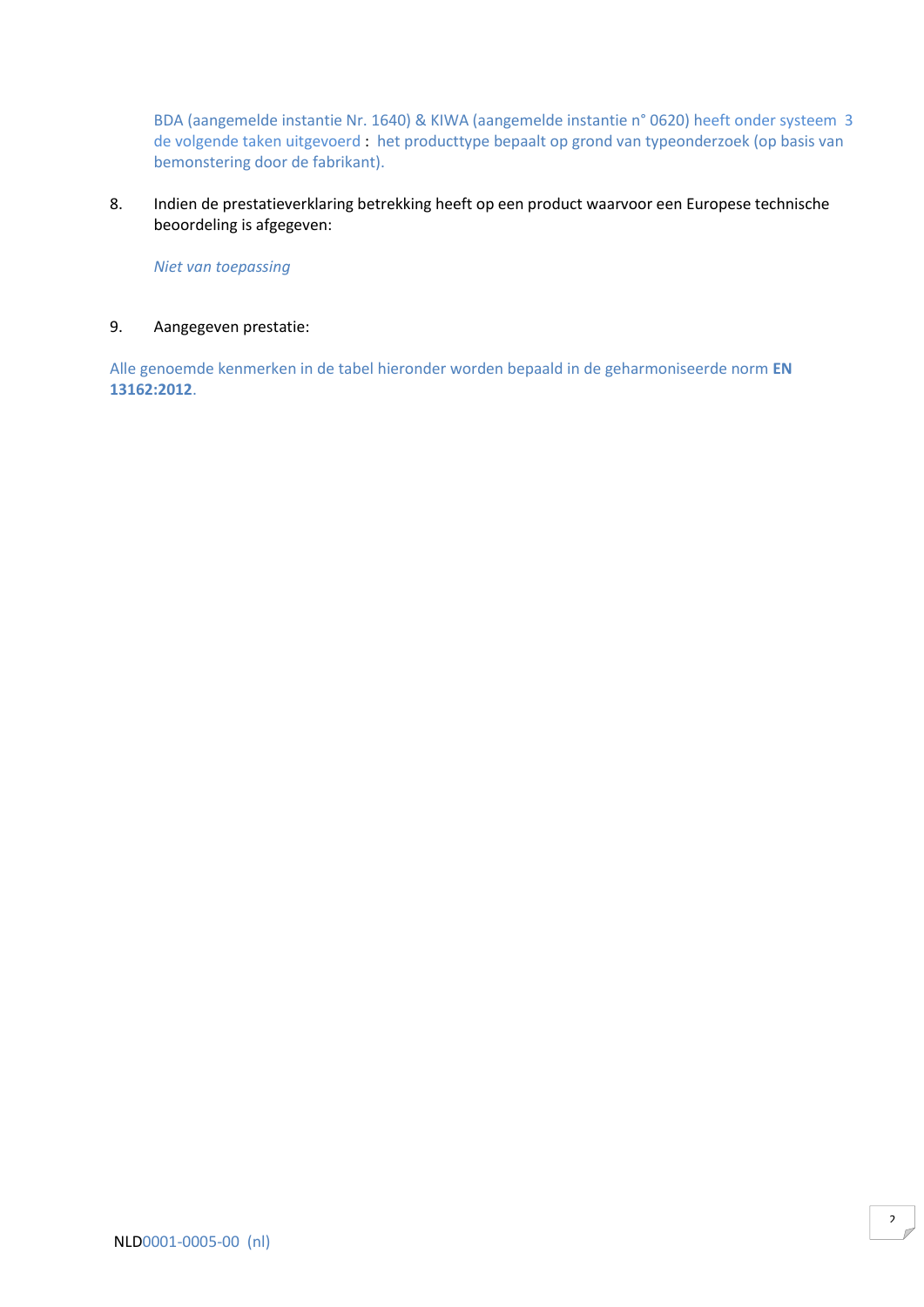BDA (aangemelde instantie Nr. 1640) & KIWA (aangemelde instantie n° 0620) heeft onder systeem 3 de volgende taken uitgevoerd : het producttype bepaalt op grond van typeonderzoek (op basis van bemonstering door de fabrikant).

8. Indien de prestatieverklaring betrekking heeft op een product waarvoor een Europese technische beoordeling is afgegeven:

   *Niet van toepassing*

9. Aangegeven prestatie:

Alle genoemde kenmerken in de tabel hieronder worden bepaald in de geharmoniseerde norm **EN 13162:2012**.

NLD0001-0005-00 (nl)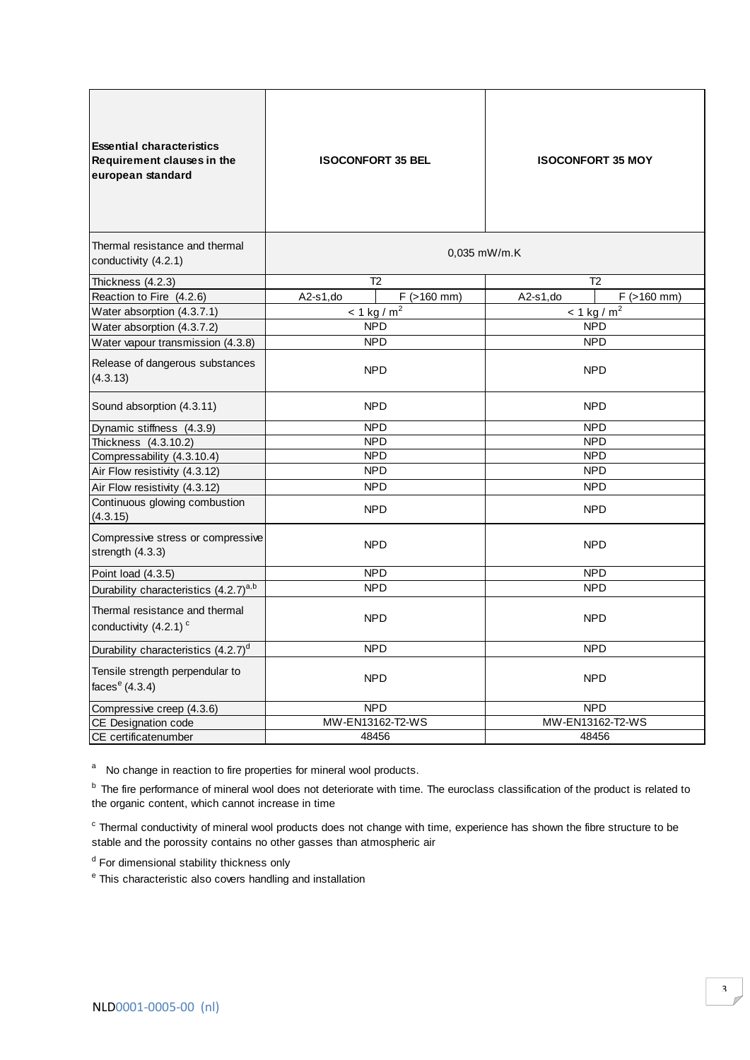| **Essential characteristics Requirement clauses in the european standard** | **ISOCONFORT 35 BEL** | | **ISOCONFORT 35 MOY** | |
|---|---|---|---|---|
| Thermal resistance and thermal conductivity (4.2.1) | 0,035 mW/m.K | | | |
| Thickness (4.2.3) | T2 | | T2 | |
| Reaction to Fire (4.2.6) | A2-s1,do | F (>160 mm) | A2-s1,do | F (>160 mm) |
| Water absorption (4.3.7.1) | < 1 kg / $m^2$ | | < 1 kg / $m^2$ | |
| Water absorption (4.3.7.2) | NPD | | NPD | |
| Water vapour transmission (4.3.8) | NPD | | NPD | |
| Release of dangerous substances (4.3.13) | NPD | | NPD | |
| Sound absorption (4.3.11) | NPD | | NPD | |
| Dynamic stiffness (4.3.9) | NPD | | NPD | |
| Thickness (4.3.10.2) | NPD | | NPD | |
| Compressability (4.3.10.4) | NPD | | NPD | |
| Air Flow resistivity (4.3.12) | NPD | | NPD | |
| Air Flow resistivity (4.3.12) | NPD | | NPD | |
| Continuous glowing combustion (4.3.15) | NPD | | NPD | |
| Compressive stress or compressive strength (4.3.3) | NPD | | NPD | |
| Point load (4.3.5) | NPD | | NPD | |
| Durability characteristics (4.2.7)[a,b] | NPD | | NPD | |
| Thermal resistance and thermal conductivity (4.2.1) [c] | NPD | | NPD | |
| Durability characteristics (4.2.7)[d] | NPD | | NPD | |
| Tensile strength perpendicular to faces[e] (4.3.4) | NPD | | NPD | |
| Compressive creep (4.3.6) | NPD | | NPD | |
| CE Designation code | MW-EN13162-T2-WS | | MW-EN13162-T2-WS | |
| CE certificatenumber | 48456 | | 48456 | |

[a] No change in reaction to fire properties for mineral wool products.

[b] The fire performance of mineral wool does not deteriorate with time. The euroclass classification of the product is related to the organic content, which cannot increase in time

[c] Thermal conductivity of mineral wool products does not change with time, experience has shown the fibre structure to be stable and the porossity contains no other gasses than atmospheric air

[d] For dimensional stability thickness only

[e] This characteristic also covers handling and installation

NLD0001-0005-00 (nl)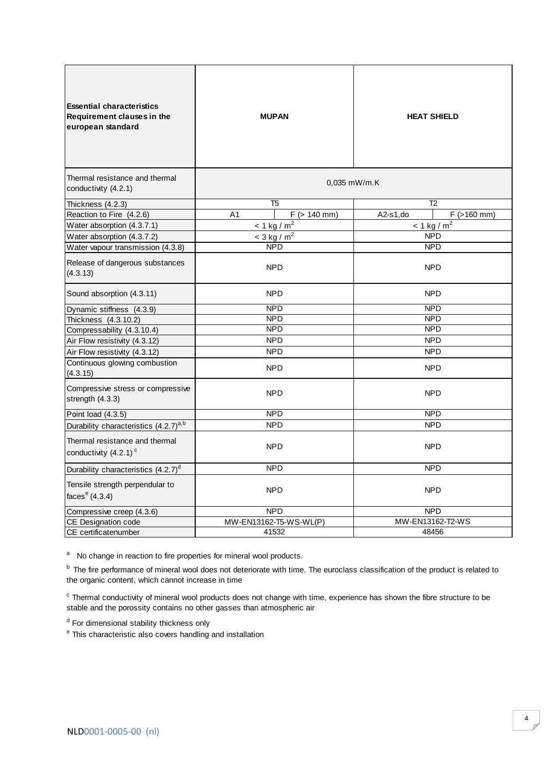| Essential characteristics Requirement clauses in the european standard | MUPAN | | HEAT SHIELD | |
|---|---|---|---|---|
| Thermal resistance and thermal conductivity (4.2.1) | 0,035 mW/m.K | | | |
| Thickness (4.2.3) | T5 | | T2 | |
| Reaction to Fire (4.2.6) | A1 | F (> 140 mm) | A2-s1,do | F (>160 mm) |
| Water absorption (4.3.7.1) | < 1 kg / $m^2$ | | < 1 kg / $m^2$ | |
| Water absorption (4.3.7.2) | < 3 kg / $m^2$ | | NPD | |
| Water vapour transmission (4.3.8) | NPD | | NPD | |
| Release of dangerous substances (4.3.13) | NPD | | NPD | |
| Sound absorption (4.3.11) | NPD | | NPD | |
| Dynamic stiffness (4.3.9) | NPD | | NPD | |
| Thickness (4.3.10.2) | NPD | | NPD | |
| Compressability (4.3.10.4) | NPD | | NPD | |
| Air Flow resistivity (4.3.12) | NPD | | NPD | |
| Air Flow resistivity (4.3.12) | NPD | | NPD | |
| Continuous glowing combustion (4.3.15) | NPD | | NPD | |
| Compressive stress or compressive strength (4.3.3) | NPD | | NPD | |
| Point load (4.3.5) | NPD | | NPD | |
| Durability characteristics (4.2.7)[a,b] | NPD | | NPD | |
| Thermal resistance and thermal conductivity (4.2.1)[c] | NPD | | NPD | |
| Durability characteristics (4.2.7)[d] | NPD | | NPD | |
| Tensile strength perpendicular to faces[e] (4.3.4) | NPD | | NPD | |
| Compressive creep (4.3.6) | NPD | | NPD | |
| CE Designation code | MW-EN13162-T5-WS-WL(P) | | MW-EN13162-T2-WS | |
| CE certificatenumber | 41532 | | 48456 | |

[a] No change in reaction to fire properties for mineral wool products.

[b] The fire performance of mineral wool does not deteriorate with time. The euroclass classification of the product is related to the organic content, which cannot increase in time

[c] Thermal conductivity of mineral wool products does not change with time, experience has shown the fibre structure to be stable and the porossity contains no other gasses than atmospheric air

[d] For dimensional stability thickness only

[e] This characteristic also covers handling and installation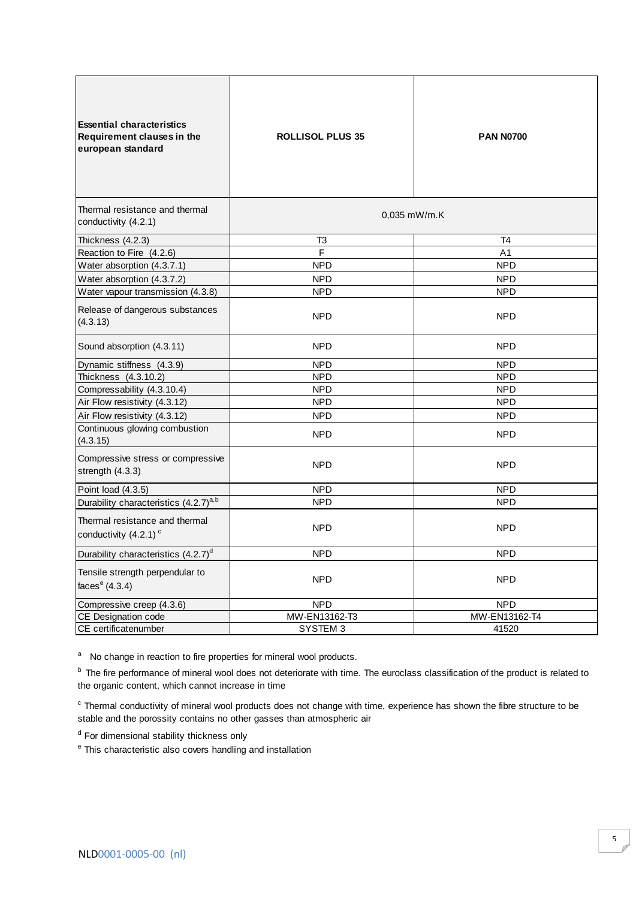| **Essential characteristics Requirement clauses in the european standard** | **ROLLISOL PLUS 35** | **PAN N0700** |
|---|---|---|
| Thermal resistance and thermal conductivity (4.2.1) | 0,035 mW/m.K | |
| Thickness (4.2.3) | T3 | T4 |
| Reaction to Fire (4.2.6) | F | A1 |
| Water absorption (4.3.7.1) | NPD | NPD |
| Water absorption (4.3.7.2) | NPD | NPD |
| Water vapour transmission (4.3.8) | NPD | NPD |
| Release of dangerous substances (4.3.13) | NPD | NPD |
| Sound absorption (4.3.11) | NPD | NPD |
| Dynamic stiffness (4.3.9) | NPD | NPD |
| Thickness (4.3.10.2) | NPD | NPD |
| Compressability (4.3.10.4) | NPD | NPD |
| Air Flow resistivity (4.3.12) | NPD | NPD |
| Air Flow resistivity (4.3.12) | NPD | NPD |
| Continuous glowing combustion (4.3.15) | NPD | NPD |
| Compressive stress or compressive strength (4.3.3) | NPD | NPD |
| Point load (4.3.5) | NPD | NPD |
| Durability characteristics (4.2.7)[a,b] | NPD | NPD |
| Thermal resistance and thermal conductivity (4.2.1) [c] | NPD | NPD |
| Durability characteristics (4.2.7)[d] | NPD | NPD |
| Tensile strength perpendicular to faces[e] (4.3.4) | NPD | NPD |
| Compressive creep (4.3.6) | NPD | NPD |
| CE Designation code | MW-EN13162-T3 | MW-EN13162-T4 |
| CE certificatenumber | SYSTEM 3 | 41520 |

[a] No change in reaction to fire properties for mineral wool products.

[b] The fire performance of mineral wool does not deteriorate with time. The euroclass classification of the product is related to the organic content, which cannot increase in time

[c] Thermal conductivity of mineral wool products does not change with time, experience has shown the fibre structure to be stable and the porossity contains no other gasses than atmospheric air

[d] For dimensional stability thickness only

[e] This characteristic also covers handling and installation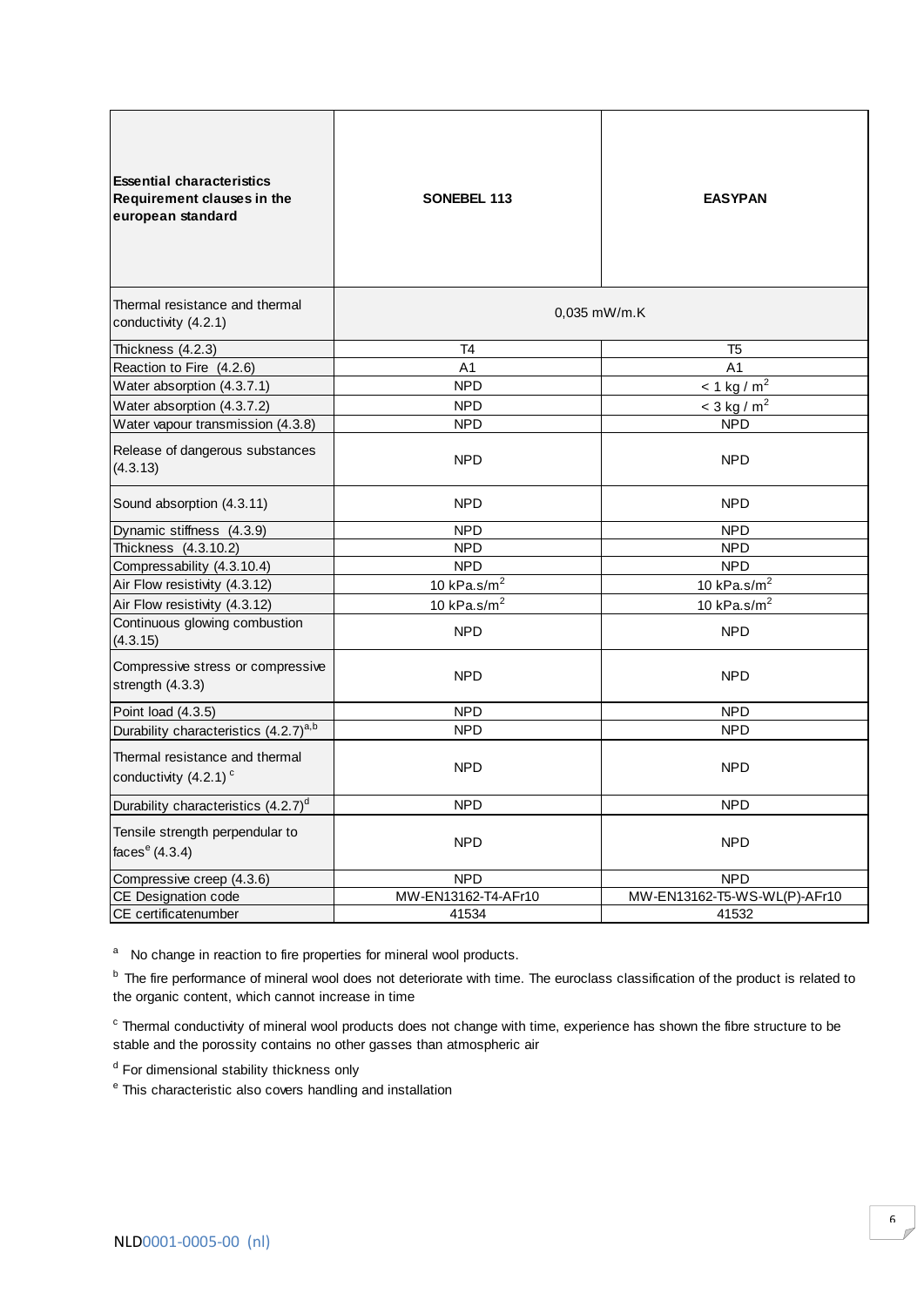| Essential characteristics Requirement clauses in the european standard | SONEBEL 113 | EASYPAN |
|---|---|---|
| Thermal resistance and thermal conductivity (4.2.1) | 0,035 mW/m.K | |
| Thickness (4.2.3) | T4 | T5 |
| Reaction to Fire (4.2.6) | A1 | A1 |
| Water absorption (4.3.7.1) | NPD | < 1 kg / m$^2$ |
| Water absorption (4.3.7.2) | NPD | < 3 kg / m$^2$ |
| Water vapour transmission (4.3.8) | NPD | NPD |
| Release of dangerous substances (4.3.13) | NPD | NPD |
| Sound absorption (4.3.11) | NPD | NPD |
| Dynamic stiffness (4.3.9) | NPD | NPD |
| Thickness (4.3.10.2) | NPD | NPD |
| Compressability (4.3.10.4) | NPD | NPD |
| Air Flow resistivity (4.3.12) | 10 kPa.s/m$^2$ | 10 kPa.s/m$^2$ |
| Air Flow resistivity (4.3.12) | 10 kPa.s/m$^2$ | 10 kPa.s/m$^2$ |
| Continuous glowing combustion (4.3.15) | NPD | NPD |
| Compressive stress or compressive strength (4.3.3) | NPD | NPD |
| Point load (4.3.5) | NPD | NPD |
| Durability characteristics (4.2.7)[a,b] | NPD | NPD |
| Thermal resistance and thermal conductivity (4.2.1)[c] | NPD | NPD |
| Durability characteristics (4.2.7)[d] | NPD | NPD |
| Tensile strength perpendicular to faces[e] (4.3.4) | NPD | NPD |
| Compressive creep (4.3.6) | NPD | NPD |
| CE Designation code | MW-EN13162-T4-AFr10 | MW-EN13162-T5-WS-WL(P)-AFr10 |
| CE certificatenumber | 41534 | 41532 |

[a] No change in reaction to fire properties for mineral wool products.

[b] The fire performance of mineral wool does not deteriorate with time. The euroclass classification of the product is related to the organic content, which cannot increase in time

[c] Thermal conductivity of mineral wool products does not change with time, experience has shown the fibre structure to be stable and the porossity contains no other gasses than atmospheric air

[d] For dimensional stability thickness only

[e] This characteristic also covers handling and installation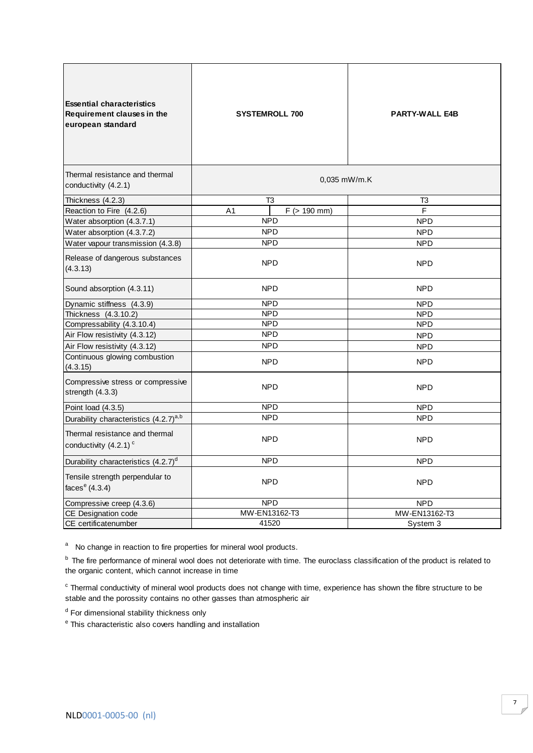| **Essential characteristics Requirement clauses in the european standard** | **SYSTEMROLL 700** | | **PARTY-WALL E4B** |
|---|---|---|---|
| Thermal resistance and thermal conductivity (4.2.1) | 0,035 mW/m.K | | |
| Thickness (4.2.3) | T3 | | T3 |
| Reaction to Fire (4.2.6) | A1 | F (> 190 mm) | F |
| Water absorption (4.3.7.1) | NPD | | NPD |
| Water absorption (4.3.7.2) | NPD | | NPD |
| Water vapour transmission (4.3.8) | NPD | | NPD |
| Release of dangerous substances (4.3.13) | NPD | | NPD |
| Sound absorption (4.3.11) | NPD | | NPD |
| Dynamic stiffness (4.3.9) | NPD | | NPD |
| Thickness (4.3.10.2) | NPD | | NPD |
| Compressability (4.3.10.4) | NPD | | NPD |
| Air Flow resistivity (4.3.12) | NPD | | NPD |
| Air Flow resistivity (4.3.12) | NPD | | NPD |
| Continuous glowing combustion (4.3.15) | NPD | | NPD |
| Compressive stress or compressive strength (4.3.3) | NPD | | NPD |
| Point load (4.3.5) | NPD | | NPD |
| Durability characteristics (4.2.7)[a,b] | NPD | | NPD |
| Thermal resistance and thermal conductivity (4.2.1) [c] | NPD | | NPD |
| Durability characteristics (4.2.7)[d] | NPD | | NPD |
| Tensile strength perpendicular to faces[e] (4.3.4) | NPD | | NPD |
| Compressive creep (4.3.6) | NPD | | NPD |
| CE Designation code | MW-EN13162-T3 | | MW-EN13162-T3 |
| CE certificatenumber | 41520 | | System 3 |

[a] No change in reaction to fire properties for mineral wool products.

[b] The fire performance of mineral wool does not deteriorate with time. The euroclass classification of the product is related to the organic content, which cannot increase in time

[c] Thermal conductivity of mineral wool products does not change with time, experience has shown the fibre structure to be stable and the porossity contains no other gasses than atmospheric air

[d] For dimensional stability thickness only

[e] This characteristic also covers handling and installation

NLD0001-0005-00 (nl)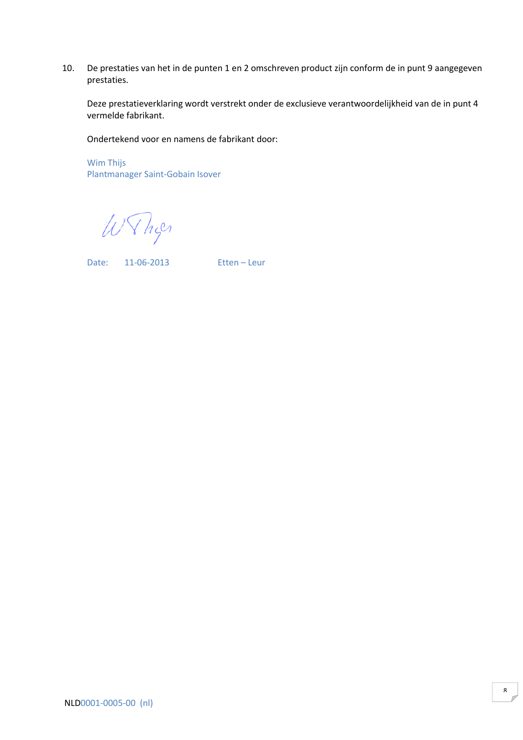10. De prestaties van het in de punten 1 en 2 omschreven product zijn conform de in punt 9 aangegeven prestaties.

Deze prestatieverklaring wordt verstrekt onder de exclusieve verantwoordelijkheid van de in punt 4 vermelde fabrikant.

Ondertekend voor en namens de fabrikant door:

Wim Thijs
Plantmanager Saint-Gobain Isover

Date: 11-06-2013 Etten – Leur

NLD0001-0005-00 (nl)